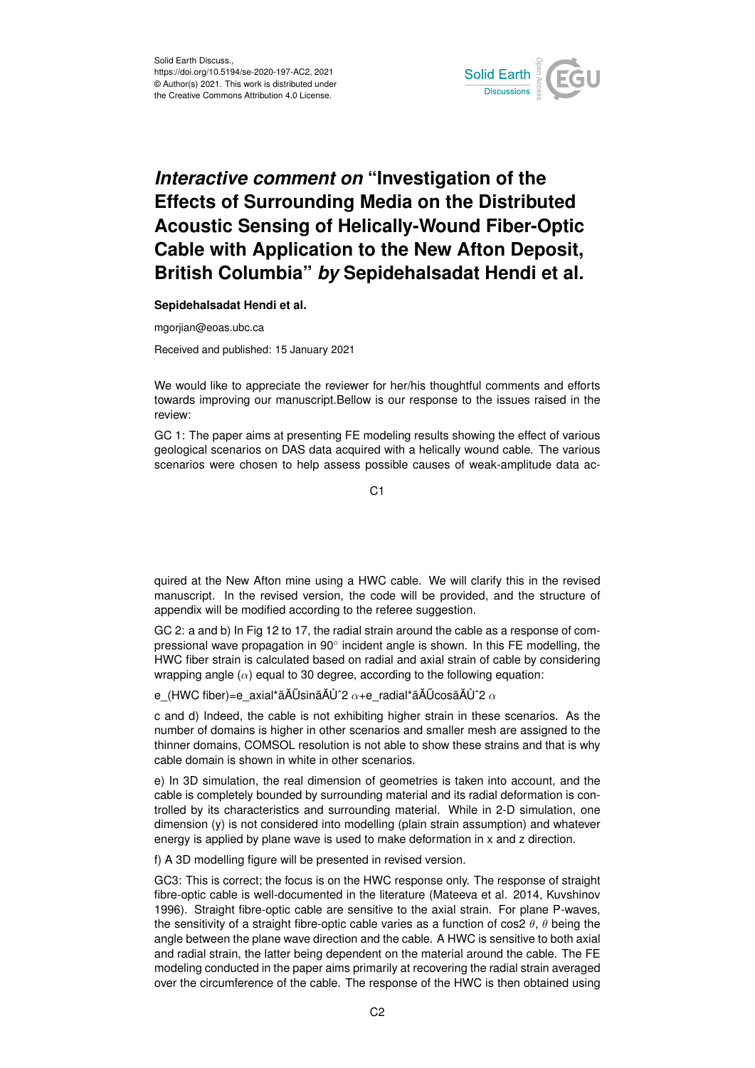Solid Earth Discuss.,
https://doi.org/10.5194/se-2020-197-AC2, 2021
© Author(s) 2021. This work is distributed under
the Creative Commons Attribution 4.0 License.

# *Interactive comment on* "Investigation of the Effects of Surrounding Media on the Distributed Acoustic Sensing of Helically-Wound Fiber-Optic Cable with Application to the New Afton Deposit, British Columbia" *by* Sepidehalsadat Hendi et al.

**Sepidehalsadat Hendi et al.**

mgorjian@eoas.ubc.ca

Received and published: 15 January 2021

We would like to appreciate the reviewer for her/his thoughtful comments and efforts towards improving our manuscript.Bellow is our response to the issues raised in the review:

GC 1: The paper aims at presenting FE modeling results showing the effect of various geological scenarios on DAS data acquired with a helically wound cable. The various scenarios were chosen to help assess possible causes of weak-amplitude data acquired at the New Afton mine using a HWC cable. We will clarify this in the revised manuscript. In the revised version, the code will be provided, and the structure of appendix will be modified according to the referee suggestion.

GC 2: a and b) In Fig 12 to 17, the radial strain around the cable as a response of compressional wave propagation in 90° incident angle is shown. In this FE modelling, the HWC fiber strain is calculated based on radial and axial strain of cable by considering wrapping angle ($\alpha$) equal to 30 degree, according to the following equation:

$$e_{(HWC\ fiber)}=e_{axial}\sin^2\alpha+e_{radial}\cos^2\alpha$$

c and d) Indeed, the cable is not exhibiting higher strain in these scenarios. As the number of domains is higher in other scenarios and smaller mesh are assigned to the thinner domains, COMSOL resolution is not able to show these strains and that is why cable domain is shown in white in other scenarios.

e) In 3D simulation, the real dimension of geometries is taken into account, and the cable is completely bounded by surrounding material and its radial deformation is controlled by its characteristics and surrounding material. While in 2-D simulation, one dimension (y) is not considered into modelling (plain strain assumption) and whatever energy is applied by plane wave is used to make deformation in x and z direction.

f) A 3D modelling figure will be presented in revised version.

GC3: This is correct; the focus is on the HWC response only. The response of straight fibre-optic cable is well-documented in the literature (Mateeva et al. 2014, Kuvshinov 1996). Straight fibre-optic cable are sensitive to the axial strain. For plane P-waves, the sensitivity of a straight fibre-optic cable varies as a function of cos2 $\theta$, $\theta$ being the angle between the plane wave direction and the cable. A HWC is sensitive to both axial and radial strain, the latter being dependent on the material around the cable. The FE modeling conducted in the paper aims primarily at recovering the radial strain averaged over the circumference of the cable. The response of the HWC is then obtained using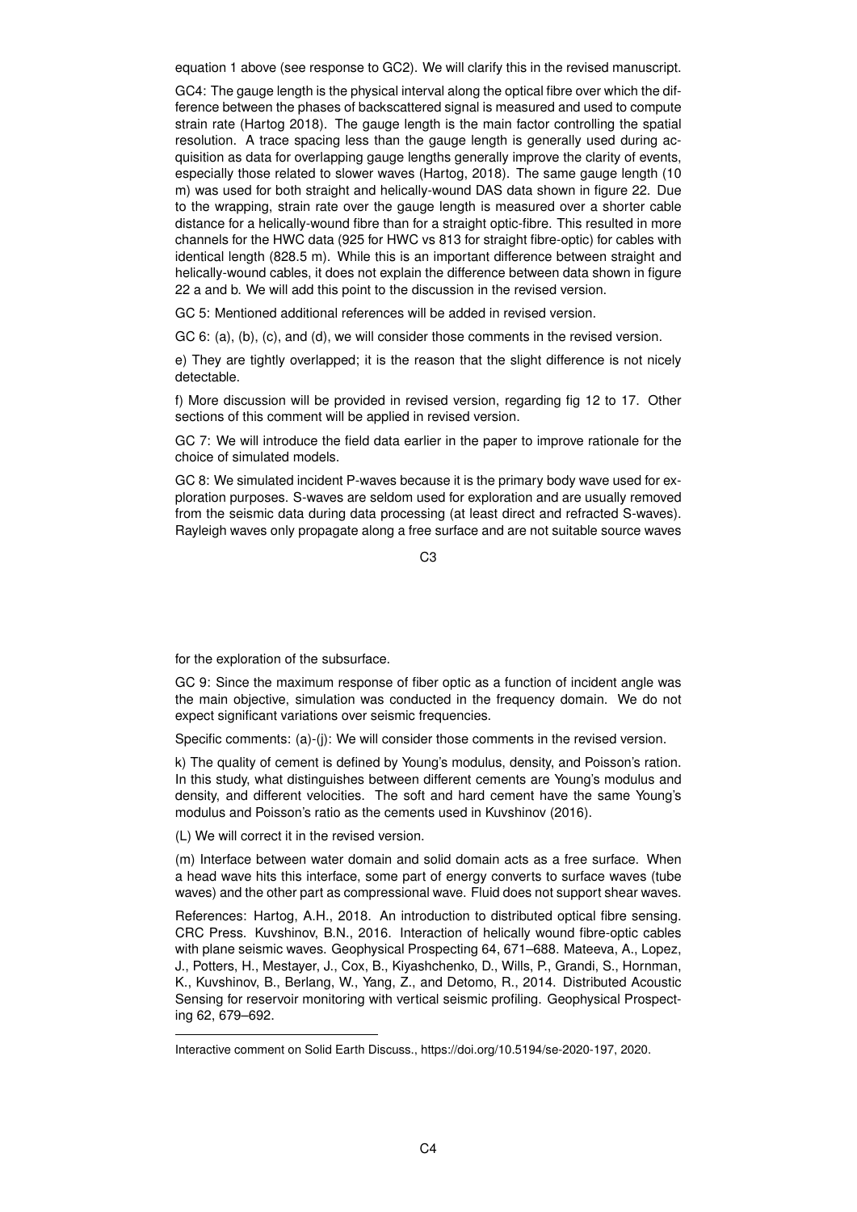equation 1 above (see response to GC2). We will clarify this in the revised manuscript.

GC4: The gauge length is the physical interval along the optical fibre over which the difference between the phases of backscattered signal is measured and used to compute strain rate (Hartog 2018). The gauge length is the main factor controlling the spatial resolution. A trace spacing less than the gauge length is generally used during acquisition as data for overlapping gauge lengths generally improve the clarity of events, especially those related to slower waves (Hartog, 2018). The same gauge length (10 m) was used for both straight and helically-wound DAS data shown in figure 22. Due to the wrapping, strain rate over the gauge length is measured over a shorter cable distance for a helically-wound fibre than for a straight optic-fibre. This resulted in more channels for the HWC data (925 for HWC vs 813 for straight fibre-optic) for cables with identical length (828.5 m). While this is an important difference between straight and helically-wound cables, it does not explain the difference between data shown in figure 22 a and b. We will add this point to the discussion in the revised version.

GC 5: Mentioned additional references will be added in revised version.

GC 6: (a), (b), (c), and (d), we will consider those comments in the revised version.

e) They are tightly overlapped; it is the reason that the slight difference is not nicely detectable.

f) More discussion will be provided in revised version, regarding fig 12 to 17. Other sections of this comment will be applied in revised version.

GC 7: We will introduce the field data earlier in the paper to improve rationale for the choice of simulated models.

GC 8: We simulated incident P-waves because it is the primary body wave used for exploration purposes. S-waves are seldom used for exploration and are usually removed from the seismic data during data processing (at least direct and refracted S-waves). Rayleigh waves only propagate along a free surface and are not suitable source waves for the exploration of the subsurface.

GC 9: Since the maximum response of fiber optic as a function of incident angle was the main objective, simulation was conducted in the frequency domain. We do not expect significant variations over seismic frequencies.

Specific comments: (a)-(j): We will consider those comments in the revised version.

k) The quality of cement is defined by Young's modulus, density, and Poisson's ration. In this study, what distinguishes between different cements are Young's modulus and density, and different velocities. The soft and hard cement have the same Young's modulus and Poisson's ratio as the cements used in Kuvshinov (2016).

(L) We will correct it in the revised version.

(m) Interface between water domain and solid domain acts as a free surface. When a head wave hits this interface, some part of energy converts to surface waves (tube waves) and the other part as compressional wave. Fluid does not support shear waves.

References: Hartog, A.H., 2018. An introduction to distributed optical fibre sensing. CRC Press. Kuvshinov, B.N., 2016. Interaction of helically wound fibre-optic cables with plane seismic waves. Geophysical Prospecting 64, 671–688. Mateeva, A., Lopez, J., Potters, H., Mestayer, J., Cox, B., Kiyashchenko, D., Wills, P., Grandi, S., Hornman, K., Kuvshinov, B., Berlang, W., Yang, Z., and Detomo, R., 2014. Distributed Acoustic Sensing for reservoir monitoring with vertical seismic profiling. Geophysical Prospecting 62, 679–692.

---

Interactive comment on Solid Earth Discuss., https://doi.org/10.5194/se-2020-197, 2020.